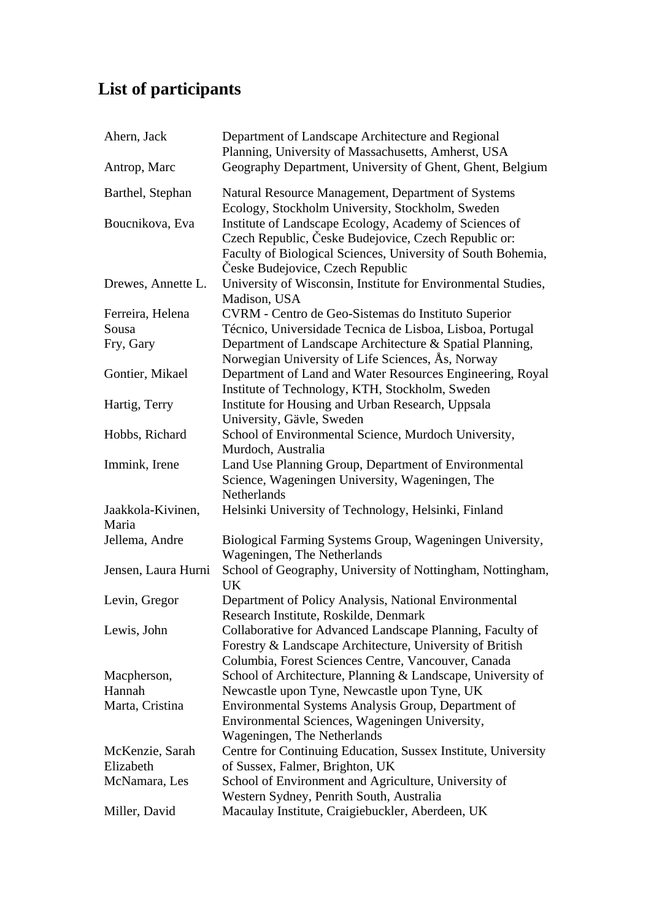# List of participants

| | |
|---|---|
| Ahern, Jack | Department of Landscape Architecture and Regional Planning, University of Massachusetts, Amherst, USA |
| Antrop, Marc | Geography Department, University of Ghent, Ghent, Belgium |
| Barthel, Stephan | Natural Resource Management, Department of Systems Ecology, Stockholm University, Stockholm, Sweden |
| Boucnikova, Eva | Institute of Landscape Ecology, Academy of Sciences of Czech Republic, Česke Budejovice, Czech Republic or: Faculty of Biological Sciences, University of South Bohemia, Česke Budejovice, Czech Republic |
| Drewes, Annette L. | University of Wisconsin, Institute for Environmental Studies, Madison, USA |
| Ferreira, Helena Sousa | CVRM - Centro de Geo-Sistemas do Instituto Superior Técnico, Universidade Tecnica de Lisboa, Lisboa, Portugal |
| Fry, Gary | Department of Landscape Architecture & Spatial Planning, Norwegian University of Life Sciences, Ås, Norway |
| Gontier, Mikael | Department of Land and Water Resources Engineering, Royal Institute of Technology, KTH, Stockholm, Sweden |
| Hartig, Terry | Institute for Housing and Urban Research, Uppsala University, Gävle, Sweden |
| Hobbs, Richard | School of Environmental Science, Murdoch University, Murdoch, Australia |
| Immink, Irene | Land Use Planning Group, Department of Environmental Science, Wageningen University, Wageningen, The Netherlands |
| Jaakkola-Kivinen, Maria | Helsinki University of Technology, Helsinki, Finland |
| Jellema, Andre | Biological Farming Systems Group, Wageningen University, Wageningen, The Netherlands |
| Jensen, Laura Hurni | School of Geography, University of Nottingham, Nottingham, UK |
| Levin, Gregor | Department of Policy Analysis, National Environmental Research Institute, Roskilde, Denmark |
| Lewis, John | Collaborative for Advanced Landscape Planning, Faculty of Forestry & Landscape Architecture, University of British Columbia, Forest Sciences Centre, Vancouver, Canada |
| Macpherson, Hannah | School of Architecture, Planning & Landscape, University of Newcastle upon Tyne, Newcastle upon Tyne, UK |
| Marta, Cristina | Environmental Systems Analysis Group, Department of Environmental Sciences, Wageningen University, Wageningen, The Netherlands |
| McKenzie, Sarah Elizabeth | Centre for Continuing Education, Sussex Institute, University of Sussex, Falmer, Brighton, UK |
| McNamara, Les | School of Environment and Agriculture, University of Western Sydney, Penrith South, Australia |
| Miller, David | Macaulay Institute, Craigiebuckler, Aberdeen, UK |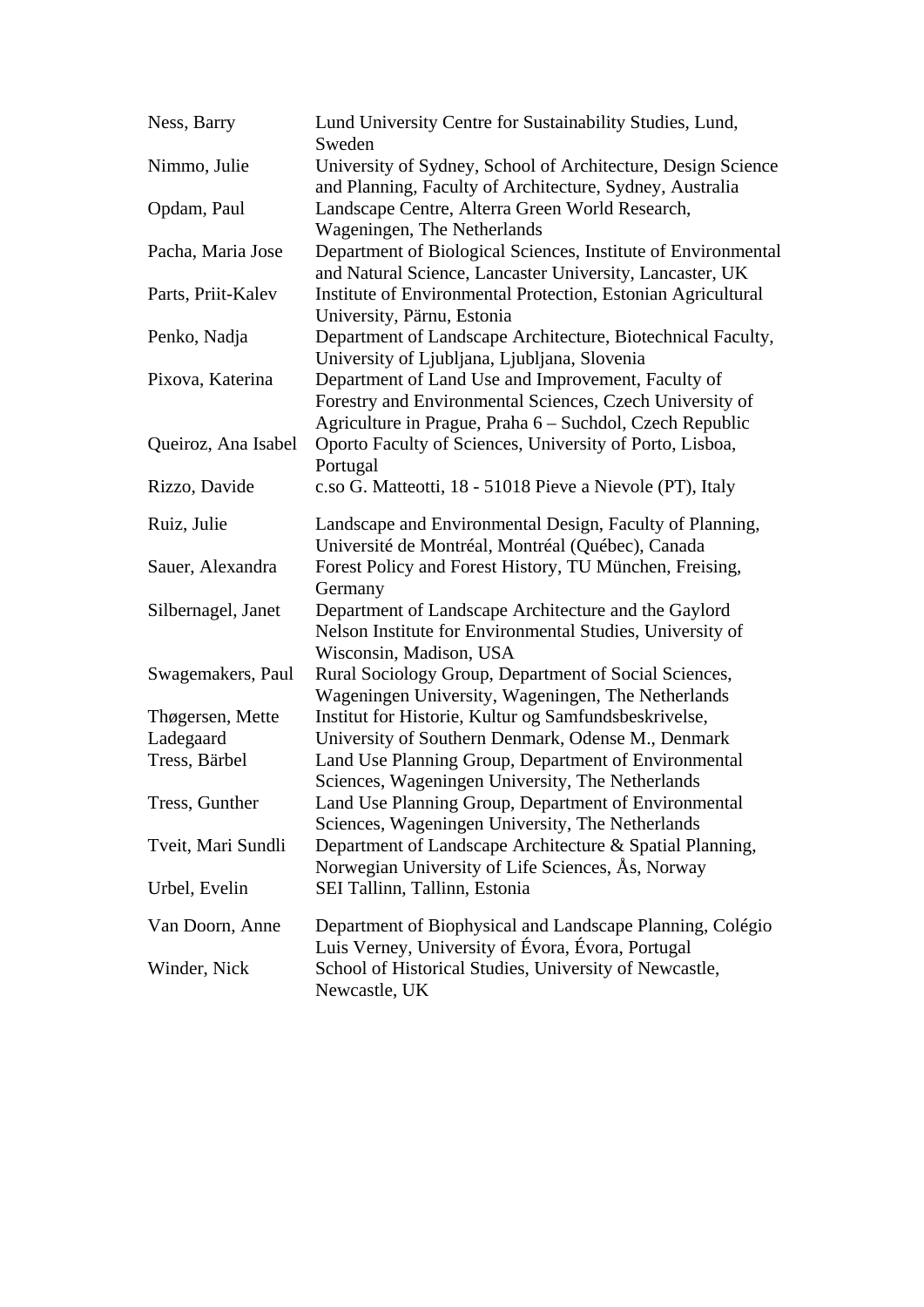| | |
|---|---|
| Ness, Barry | Lund University Centre for Sustainability Studies, Lund, Sweden |
| Nimmo, Julie | University of Sydney, School of Architecture, Design Science and Planning, Faculty of Architecture, Sydney, Australia |
| Opdam, Paul | Landscape Centre, Alterra Green World Research, Wageningen, The Netherlands |
| Pacha, Maria Jose | Department of Biological Sciences, Institute of Environmental and Natural Science, Lancaster University, Lancaster, UK |
| Parts, Priit-Kalev | Institute of Environmental Protection, Estonian Agricultural University, Pärnu, Estonia |
| Penko, Nadja | Department of Landscape Architecture, Biotechnical Faculty, University of Ljubljana, Ljubljana, Slovenia |
| Pixova, Katerina | Department of Land Use and Improvement, Faculty of Forestry and Environmental Sciences, Czech University of Agriculture in Prague, Praha 6 – Suchdol, Czech Republic |
| Queiroz, Ana Isabel | Oporto Faculty of Sciences, University of Porto, Lisboa, Portugal |
| Rizzo, Davide | c.so G. Matteotti, 18 - 51018 Pieve a Nievole (PT), Italy |
| Ruiz, Julie | Landscape and Environmental Design, Faculty of Planning, Université de Montréal, Montréal (Québec), Canada |
| Sauer, Alexandra | Forest Policy and Forest History, TU München, Freising, Germany |
| Silbernagel, Janet | Department of Landscape Architecture and the Gaylord Nelson Institute for Environmental Studies, University of Wisconsin, Madison, USA |
| Swagemakers, Paul | Rural Sociology Group, Department of Social Sciences, Wageningen University, Wageningen, The Netherlands |
| Thøgersen, Mette Ladegaard | Institut for Historie, Kultur og Samfundsbeskrivelse, University of Southern Denmark, Odense M., Denmark |
| Tress, Bärbel | Land Use Planning Group, Department of Environmental Sciences, Wageningen University, The Netherlands |
| Tress, Gunther | Land Use Planning Group, Department of Environmental Sciences, Wageningen University, The Netherlands |
| Tveit, Mari Sundli | Department of Landscape Architecture & Spatial Planning, Norwegian University of Life Sciences, Ås, Norway |
| Urbel, Evelin | SEI Tallinn, Tallinn, Estonia |
| Van Doorn, Anne | Department of Biophysical and Landscape Planning, Colégio Luis Verney, University of Évora, Évora, Portugal |
| Winder, Nick | School of Historical Studies, University of Newcastle, Newcastle, UK |